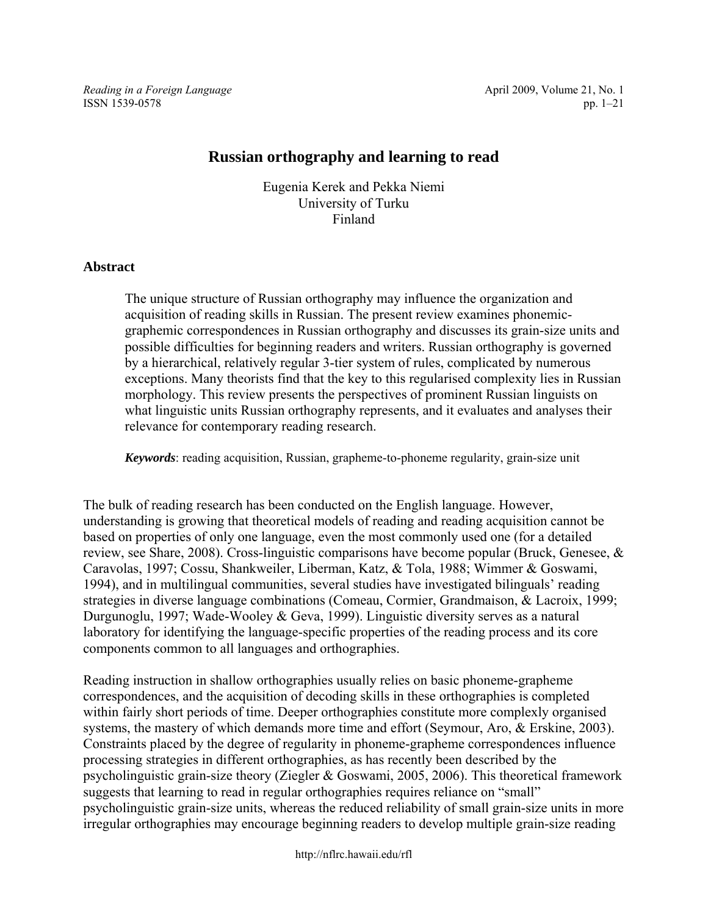# Russian orthography and learning to read

Eugenia Kerek and Pekka Niemi
University of Turku
Finland

## Abstract

The unique structure of Russian orthography may influence the organization and acquisition of reading skills in Russian. The present review examines phonemic-graphemic correspondences in Russian orthography and discusses its grain-size units and possible difficulties for beginning readers and writers. Russian orthography is governed by a hierarchical, relatively regular 3-tier system of rules, complicated by numerous exceptions. Many theorists find that the key to this regularised complexity lies in Russian morphology. This review presents the perspectives of prominent Russian linguists on what linguistic units Russian orthography represents, and it evaluates and analyses their relevance for contemporary reading research.

***Keywords***: reading acquisition, Russian, grapheme-to-phoneme regularity, grain-size unit

The bulk of reading research has been conducted on the English language. However, understanding is growing that theoretical models of reading and reading acquisition cannot be based on properties of only one language, even the most commonly used one (for a detailed review, see Share, 2008). Cross-linguistic comparisons have become popular (Bruck, Genesee, & Caravolas, 1997; Cossu, Shankweiler, Liberman, Katz, & Tola, 1988; Wimmer & Goswami, 1994), and in multilingual communities, several studies have investigated bilinguals' reading strategies in diverse language combinations (Comeau, Cormier, Grandmaison, & Lacroix, 1999; Durgunoglu, 1997; Wade-Wooley & Geva, 1999). Linguistic diversity serves as a natural laboratory for identifying the language-specific properties of the reading process and its core components common to all languages and orthographies.

Reading instruction in shallow orthographies usually relies on basic phoneme-grapheme correspondences, and the acquisition of decoding skills in these orthographies is completed within fairly short periods of time. Deeper orthographies constitute more complexly organised systems, the mastery of which demands more time and effort (Seymour, Aro, & Erskine, 2003). Constraints placed by the degree of regularity in phoneme-grapheme correspondences influence processing strategies in different orthographies, as has recently been described by the psycholinguistic grain-size theory (Ziegler & Goswami, 2005, 2006). This theoretical framework suggests that learning to read in regular orthographies requires reliance on "small" psycholinguistic grain-size units, whereas the reduced reliability of small grain-size units in more irregular orthographies may encourage beginning readers to develop multiple grain-size reading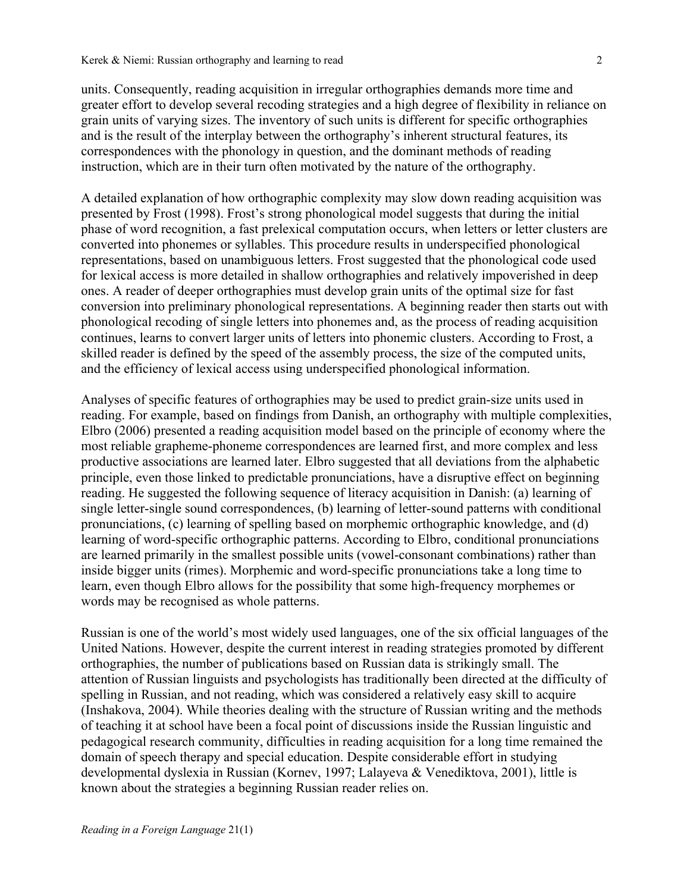units. Consequently, reading acquisition in irregular orthographies demands more time and greater effort to develop several recoding strategies and a high degree of flexibility in reliance on grain units of varying sizes. The inventory of such units is different for specific orthographies and is the result of the interplay between the orthography's inherent structural features, its correspondences with the phonology in question, and the dominant methods of reading instruction, which are in their turn often motivated by the nature of the orthography.

A detailed explanation of how orthographic complexity may slow down reading acquisition was presented by Frost (1998). Frost's strong phonological model suggests that during the initial phase of word recognition, a fast prelexical computation occurs, when letters or letter clusters are converted into phonemes or syllables. This procedure results in underspecified phonological representations, based on unambiguous letters. Frost suggested that the phonological code used for lexical access is more detailed in shallow orthographies and relatively impoverished in deep ones. A reader of deeper orthographies must develop grain units of the optimal size for fast conversion into preliminary phonological representations. A beginning reader then starts out with phonological recoding of single letters into phonemes and, as the process of reading acquisition continues, learns to convert larger units of letters into phonemic clusters. According to Frost, a skilled reader is defined by the speed of the assembly process, the size of the computed units, and the efficiency of lexical access using underspecified phonological information.

Analyses of specific features of orthographies may be used to predict grain-size units used in reading. For example, based on findings from Danish, an orthography with multiple complexities, Elbro (2006) presented a reading acquisition model based on the principle of economy where the most reliable grapheme-phoneme correspondences are learned first, and more complex and less productive associations are learned later. Elbro suggested that all deviations from the alphabetic principle, even those linked to predictable pronunciations, have a disruptive effect on beginning reading. He suggested the following sequence of literacy acquisition in Danish: (a) learning of single letter-single sound correspondences, (b) learning of letter-sound patterns with conditional pronunciations, (c) learning of spelling based on morphemic orthographic knowledge, and (d) learning of word-specific orthographic patterns. According to Elbro, conditional pronunciations are learned primarily in the smallest possible units (vowel-consonant combinations) rather than inside bigger units (rimes). Morphemic and word-specific pronunciations take a long time to learn, even though Elbro allows for the possibility that some high-frequency morphemes or words may be recognised as whole patterns.

Russian is one of the world's most widely used languages, one of the six official languages of the United Nations. However, despite the current interest in reading strategies promoted by different orthographies, the number of publications based on Russian data is strikingly small. The attention of Russian linguists and psychologists has traditionally been directed at the difficulty of spelling in Russian, and not reading, which was considered a relatively easy skill to acquire (Inshakova, 2004). While theories dealing with the structure of Russian writing and the methods of teaching it at school have been a focal point of discussions inside the Russian linguistic and pedagogical research community, difficulties in reading acquisition for a long time remained the domain of speech therapy and special education. Despite considerable effort in studying developmental dyslexia in Russian (Kornev, 1997; Lalayeva & Venediktova, 2001), little is known about the strategies a beginning Russian reader relies on.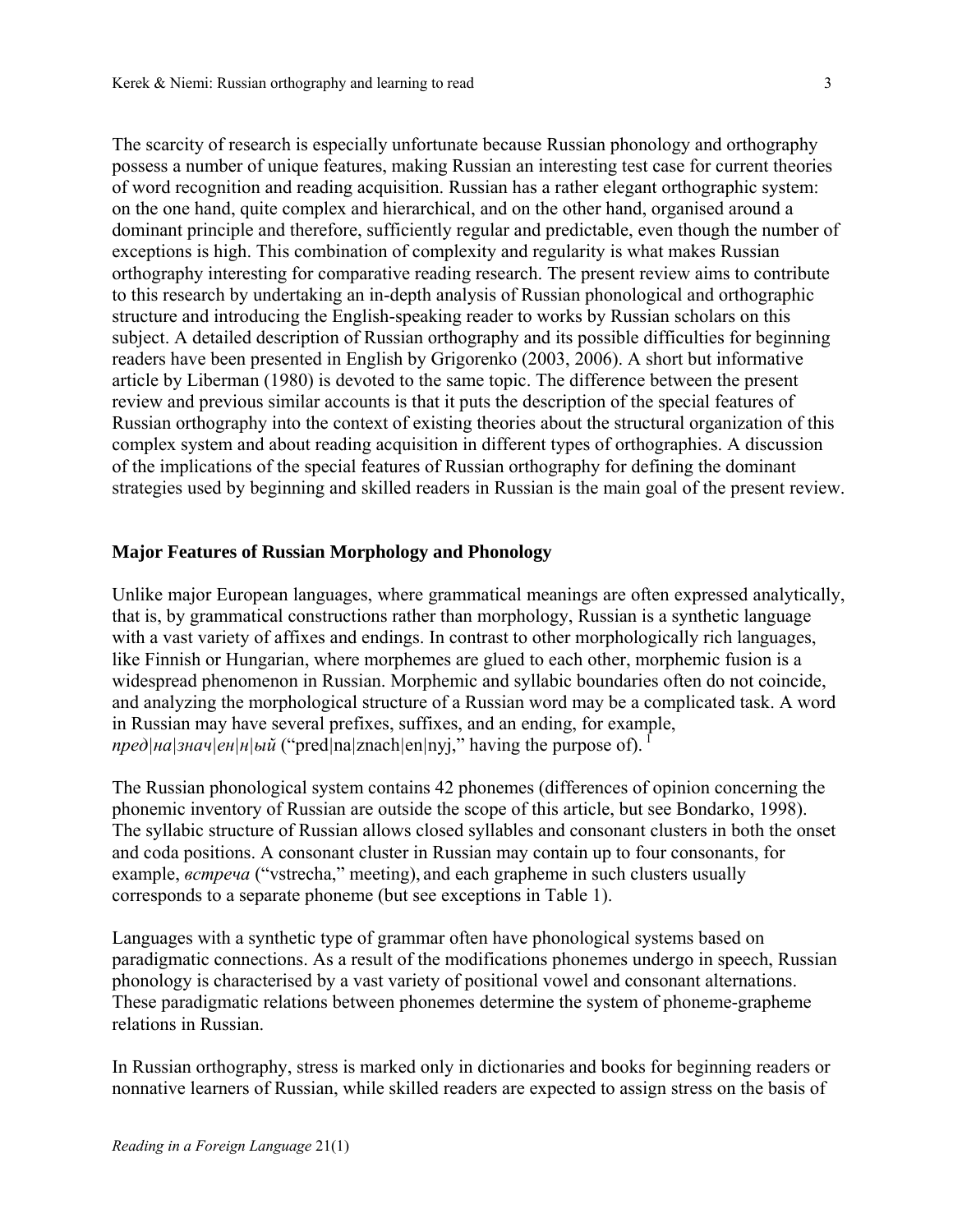The scarcity of research is especially unfortunate because Russian phonology and orthography possess a number of unique features, making Russian an interesting test case for current theories of word recognition and reading acquisition. Russian has a rather elegant orthographic system: on the one hand, quite complex and hierarchical, and on the other hand, organised around a dominant principle and therefore, sufficiently regular and predictable, even though the number of exceptions is high. This combination of complexity and regularity is what makes Russian orthography interesting for comparative reading research. The present review aims to contribute to this research by undertaking an in-depth analysis of Russian phonological and orthographic structure and introducing the English-speaking reader to works by Russian scholars on this subject. A detailed description of Russian orthography and its possible difficulties for beginning readers have been presented in English by Grigorenko (2003, 2006). A short but informative article by Liberman (1980) is devoted to the same topic. The difference between the present review and previous similar accounts is that it puts the description of the special features of Russian orthography into the context of existing theories about the structural organization of this complex system and about reading acquisition in different types of orthographies. A discussion of the implications of the special features of Russian orthography for defining the dominant strategies used by beginning and skilled readers in Russian is the main goal of the present review.

## Major Features of Russian Morphology and Phonology

Unlike major European languages, where grammatical meanings are often expressed analytically, that is, by grammatical constructions rather than morphology, Russian is a synthetic language with a vast variety of affixes and endings. In contrast to other morphologically rich languages, like Finnish or Hungarian, where morphemes are glued to each other, morphemic fusion is a widespread phenomenon in Russian. Morphemic and syllabic boundaries often do not coincide, and analyzing the morphological structure of a Russian word may be a complicated task. A word in Russian may have several prefixes, suffixes, and an ending, for example, *пред|на|знач|ен|н|ый* ("pred|na|znach|en|nyj," having the purpose of). [1]

The Russian phonological system contains 42 phonemes (differences of opinion concerning the phonemic inventory of Russian are outside the scope of this article, but see Bondarko, 1998). The syllabic structure of Russian allows closed syllables and consonant clusters in both the onset and coda positions. A consonant cluster in Russian may contain up to four consonants, for example, *встреча* ("vstrecha," meeting), and each grapheme in such clusters usually corresponds to a separate phoneme (but see exceptions in Table 1).

Languages with a synthetic type of grammar often have phonological systems based on paradigmatic connections. As a result of the modifications phonemes undergo in speech, Russian phonology is characterised by a vast variety of positional vowel and consonant alternations. These paradigmatic relations between phonemes determine the system of phoneme-grapheme relations in Russian.

In Russian orthography, stress is marked only in dictionaries and books for beginning readers or nonnative learners of Russian, while skilled readers are expected to assign stress on the basis of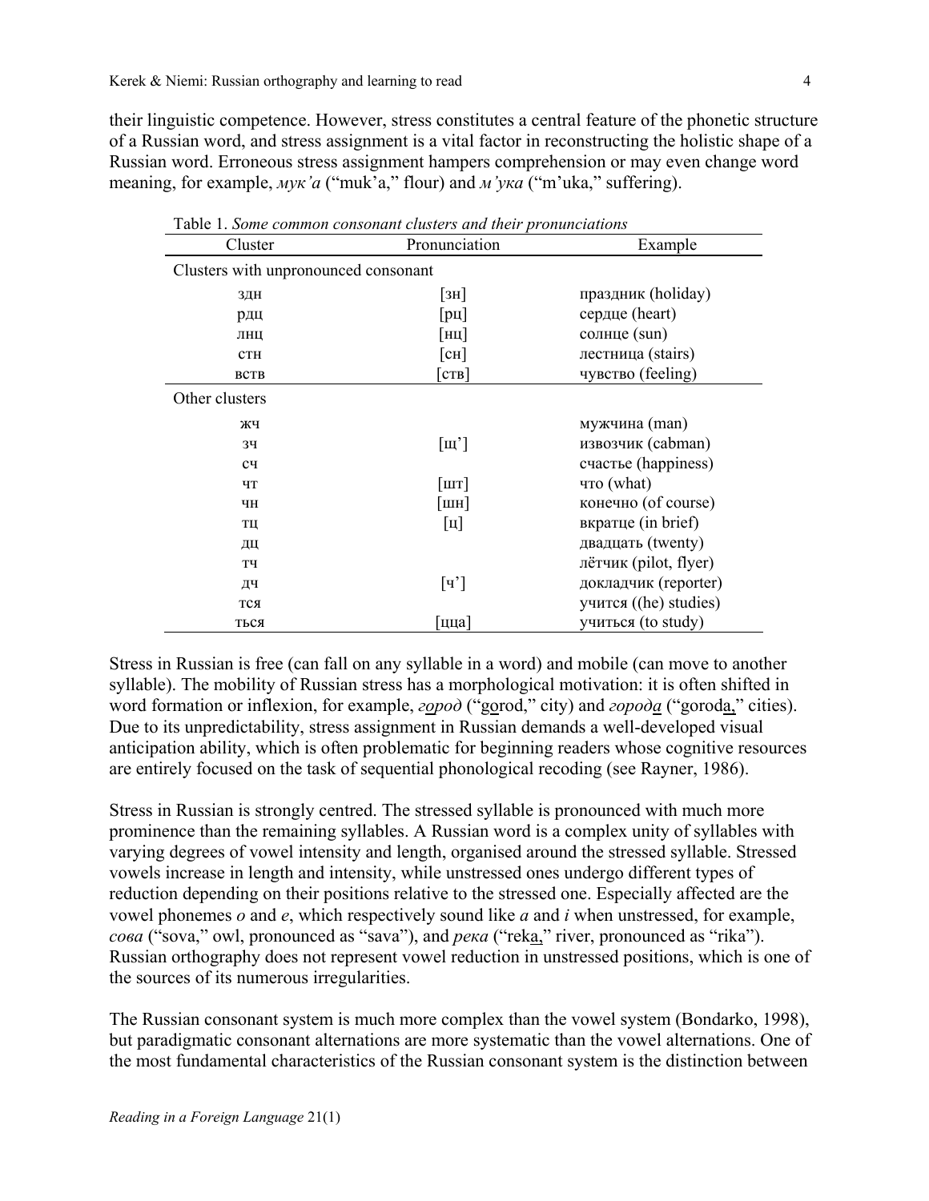their linguistic competence. However, stress constitutes a central feature of the phonetic structure of a Russian word, and stress assignment is a vital factor in reconstructing the holistic shape of a Russian word. Erroneous stress assignment hampers comprehension or may even change word meaning, for example, *мук'а* ("muk'a," flour) and *м'ука* ("m'uka," suffering).

Table 1. *Some common consonant clusters and their pronunciations*

| Cluster | Pronunciation | Example |
|---|---|---|
| Clusters with unpronounced consonant | | |
| здн | [зн] | праздник (holiday) |
| рдц | [рц] | сердце (heart) |
| лнц | [нц] | солнце (sun) |
| стн | [сн] | лестница (stairs) |
| вств | [ств] | чувство (feeling) |
| Other clusters | | |
| жч | | мужчина (man) |
| зч | [щ'] | извозчик (cabman) |
| сч | | счастье (happiness) |
| чт | [шт] | что (what) |
| чн | [шн] | конечно (of course) |
| тц | [ц] | вкратце (in brief) |
| дц | | двадцать (twenty) |
| тч | | лётчик (pilot, flyer) |
| дч | [ч'] | докладчик (reporter) |
| тся | | учится ((he) studies) |
| ться | [цца] | учиться (to study) |

Stress in Russian is free (can fall on any syllable in a word) and mobile (can move to another syllable). The mobility of Russian stress has a morphological motivation: it is often shifted in word formation or inflexion, for example, *город* ("gorod," city) and *города* ("goroda," cities). Due to its unpredictability, stress assignment in Russian demands a well-developed visual anticipation ability, which is often problematic for beginning readers whose cognitive resources are entirely focused on the task of sequential phonological recoding (see Rayner, 1986).

Stress in Russian is strongly centred. The stressed syllable is pronounced with much more prominence than the remaining syllables. A Russian word is a complex unity of syllables with varying degrees of vowel intensity and length, organised around the stressed syllable. Stressed vowels increase in length and intensity, while unstressed ones undergo different types of reduction depending on their positions relative to the stressed one. Especially affected are the vowel phonemes *o* and *e*, which respectively sound like *a* and *i* when unstressed, for example, *сова* ("sova," owl, pronounced as "sava"), and *река* ("reka," river, pronounced as "rika"). Russian orthography does not represent vowel reduction in unstressed positions, which is one of the sources of its numerous irregularities.

The Russian consonant system is much more complex than the vowel system (Bondarko, 1998), but paradigmatic consonant alternations are more systematic than the vowel alternations. One of the most fundamental characteristics of the Russian consonant system is the distinction between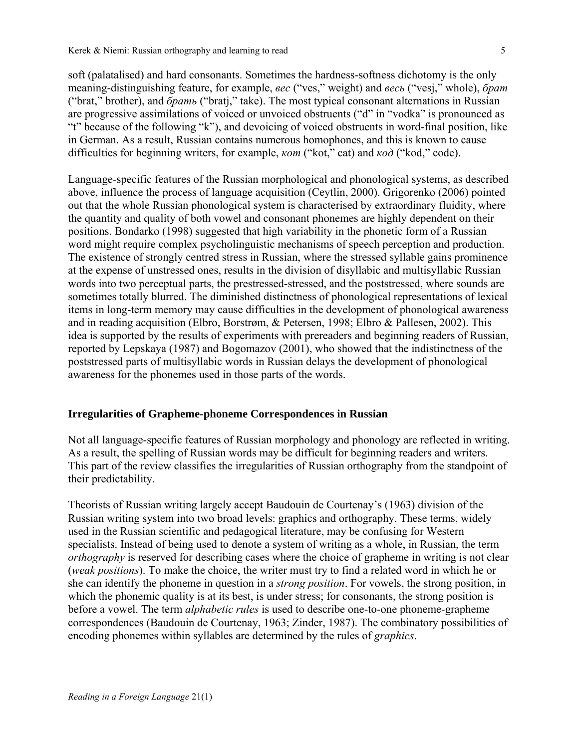soft (palatalised) and hard consonants. Sometimes the hardness-softness dichotomy is the only meaning-distinguishing feature, for example, *вес* ("ves," weight) and *весь* ("vesj," whole), *брат* ("brat," brother), and *брать* ("bratj," take). The most typical consonant alternations in Russian are progressive assimilations of voiced or unvoiced obstruents ("d" in "vodka" is pronounced as "t" because of the following "k"), and devoicing of voiced obstruents in word-final position, like in German. As a result, Russian contains numerous homophones, and this is known to cause difficulties for beginning writers, for example, *кот* ("kot," cat) and *код* ("kod," code).

Language-specific features of the Russian morphological and phonological systems, as described above, influence the process of language acquisition (Ceytlin, 2000). Grigorenko (2006) pointed out that the whole Russian phonological system is characterised by extraordinary fluidity, where the quantity and quality of both vowel and consonant phonemes are highly dependent on their positions. Bondarko (1998) suggested that high variability in the phonetic form of a Russian word might require complex psycholinguistic mechanisms of speech perception and production. The existence of strongly centred stress in Russian, where the stressed syllable gains prominence at the expense of unstressed ones, results in the division of disyllabic and multisyllabic Russian words into two perceptual parts, the prestressed-stressed, and the poststressed, where sounds are sometimes totally blurred. The diminished distinctness of phonological representations of lexical items in long-term memory may cause difficulties in the development of phonological awareness and in reading acquisition (Elbro, Borstrøm, & Petersen, 1998; Elbro & Pallesen, 2002). This idea is supported by the results of experiments with prereaders and beginning readers of Russian, reported by Lepskaya (1987) and Bogomazov (2001), who showed that the indistinctness of the poststressed parts of multisyllabic words in Russian delays the development of phonological awareness for the phonemes used in those parts of the words.

## Irregularities of Grapheme-phoneme Correspondences in Russian

Not all language-specific features of Russian morphology and phonology are reflected in writing. As a result, the spelling of Russian words may be difficult for beginning readers and writers. This part of the review classifies the irregularities of Russian orthography from the standpoint of their predictability.

Theorists of Russian writing largely accept Baudouin de Courtenay's (1963) division of the Russian writing system into two broad levels: graphics and orthography. These terms, widely used in the Russian scientific and pedagogical literature, may be confusing for Western specialists. Instead of being used to denote a system of writing as a whole, in Russian, the term *orthography* is reserved for describing cases where the choice of grapheme in writing is not clear (*weak positions*). To make the choice, the writer must try to find a related word in which he or she can identify the phoneme in question in a *strong position*. For vowels, the strong position, in which the phonemic quality is at its best, is under stress; for consonants, the strong position is before a vowel. The term *alphabetic rules* is used to describe one-to-one phoneme-grapheme correspondences (Baudouin de Courtenay, 1963; Zinder, 1987). The combinatory possibilities of encoding phonemes within syllables are determined by the rules of *graphics*.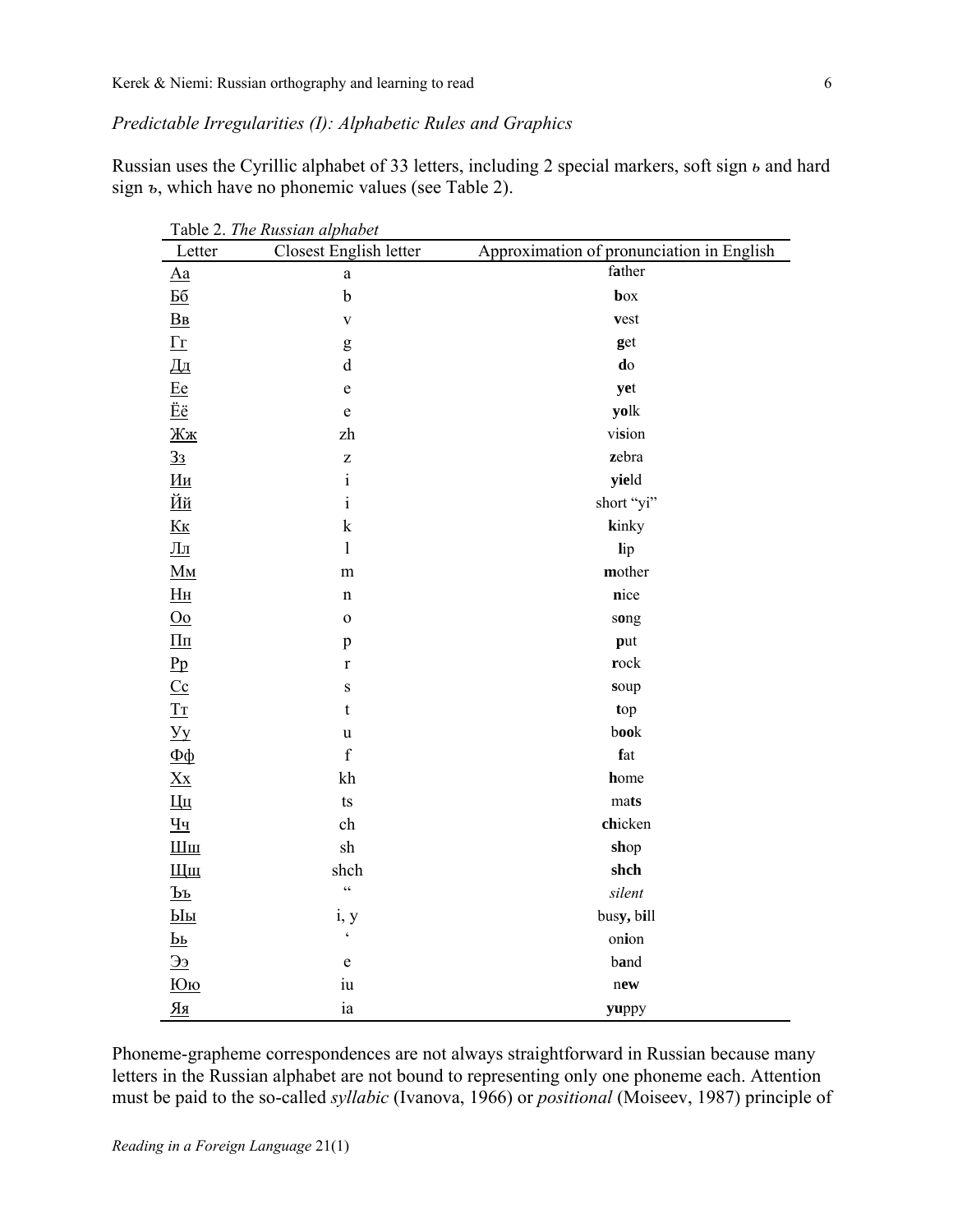*Predictable Irregularities (I): Alphabetic Rules and Graphics*

Russian uses the Cyrillic alphabet of 33 letters, including 2 special markers, soft sign ь and hard sign ъ, which have no phonemic values (see Table 2).

Table 2. *The Russian alphabet*

| Letter | Closest English letter | Approximation of pronunciation in English |
|---|---|---|
| Аа | a | f**a**ther |
| Бб | b | **b**ox |
| Вв | v | **v**est |
| Гг | g | **g**et |
| Дд | d | **d**o |
| Ее | e | **ye**t |
| Ёё | e | **yo**lk |
| Жж | zh | vi**s**ion |
| Зз | z | **z**ebra |
| Ии | i | **yie**ld |
| Йй | i | short “yi” |
| Кк | k | **k**inky |
| Лл | l | **l**ip |
| Мм | m | **m**other |
| Нн | n | **n**ice |
| Оо | o | s**o**ng |
| Пп | p | **p**ut |
| Рр | r | **r**ock |
| Сс | s | **s**oup |
| Тт | t | **t**op |
| Уу | u | b**oo**k |
| Фф | f | **f**at |
| Хх | kh | **h**ome |
| Цц | ts | ma**ts** |
| Чч | ch | **ch**icken |
| Шш | sh | **sh**op |
| Щщ | shch | **shch** |
| Ъъ | “ | *silent* |
| Ыы | i, y | bus**y**, b**i**ll |
| Ьь | ‘ | on**i**on |
| Ээ | e | b**a**nd |
| Юю | iu | n**ew** |
| Яя | ia | **yu**ppy |

Phoneme-grapheme correspondences are not always straightforward in Russian because many letters in the Russian alphabet are not bound to representing only one phoneme each. Attention must be paid to the so-called *syllabic* (Ivanova, 1966) or *positional* (Moiseev, 1987) principle of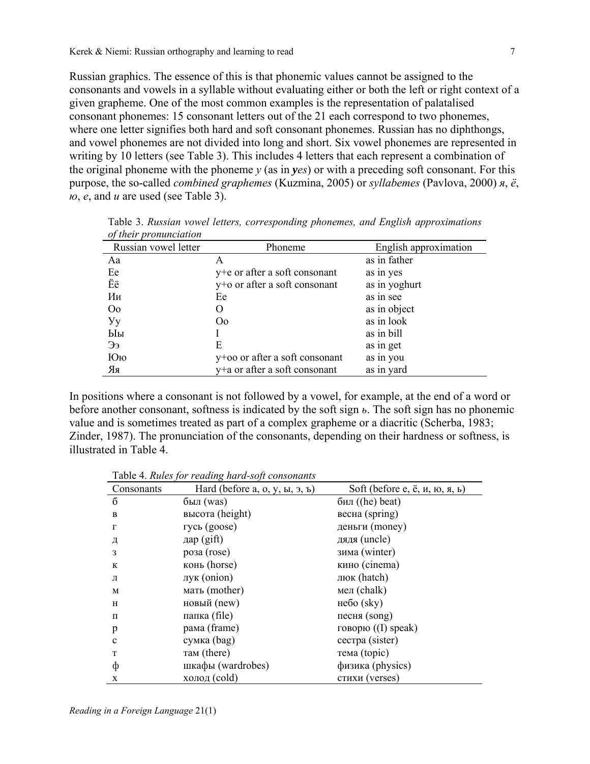Russian graphics. The essence of this is that phonemic values cannot be assigned to the consonants and vowels in a syllable without evaluating either or both the left or right context of a given grapheme. One of the most common examples is the representation of palatalised consonant phonemes: 15 consonant letters out of the 21 each correspond to two phonemes, where one letter signifies both hard and soft consonant phonemes. Russian has no diphthongs, and vowel phonemes are not divided into long and short. Six vowel phonemes are represented in writing by 10 letters (see Table 3). This includes 4 letters that each represent a combination of the original phoneme with the phoneme *y* (as in ***y**es*) or with a preceding soft consonant. For this purpose, the so-called *combined graphemes* (Kuzmina, 2005) or *syllabemes* (Pavlova, 2000) *я*, *ё*, *ю*, *е*, and *и* are used (see Table 3).

Table 3. *Russian vowel letters, corresponding phonemes, and English approximations of their pronunciation*

| Russian vowel letter | Phoneme | English approximation |
|---|---|---|
| Аа | A | as in father |
| Ее | y+e or after a soft consonant | as in yes |
| Ёё | y+o or after a soft consonant | as in yoghurt |
| Ии | Ee | as in see |
| Оо | O | as in object |
| Уу | Oo | as in look |
| Ыы | I | as in bill |
| Ээ | E | as in get |
| Юю | y+oo or after a soft consonant | as in you |
| Яя | y+a or after a soft consonant | as in yard |

In positions where a consonant is not followed by a vowel, for example, at the end of a word or before another consonant, softness is indicated by the soft sign *ь*. The soft sign has no phonemic value and is sometimes treated as part of a complex grapheme or a diacritic (Scherba, 1983; Zinder, 1987). The pronunciation of the consonants, depending on their hardness or softness, is illustrated in Table 4.

Table 4. *Rules for reading hard-soft consonants*

| Consonants | Hard (before а, о, у, ы, э, ъ) | Soft (before е, ё, и, ю, я, ь) |
|---|---|---|
| б | был (was) | бил ((he) beat) |
| в | высота (height) | весна (spring) |
| г | гусь (goose) | деньги (money) |
| д | дар (gift) | дядя (uncle) |
| з | роза (rose) | зима (winter) |
| к | конь (horse) | кино (cinema) |
| л | лук (onion) | люк (hatch) |
| м | мать (mother) | мел (chalk) |
| н | новый (new) | небо (sky) |
| п | папка (file) | песня (song) |
| р | рама (frame) | говорю ((I) speak) |
| с | сумка (bag) | сестра (sister) |
| т | там (there) | тема (topic) |
| ф | шкафы (wardrobes) | физика (physics) |
| х | холод (cold) | стихи (verses) |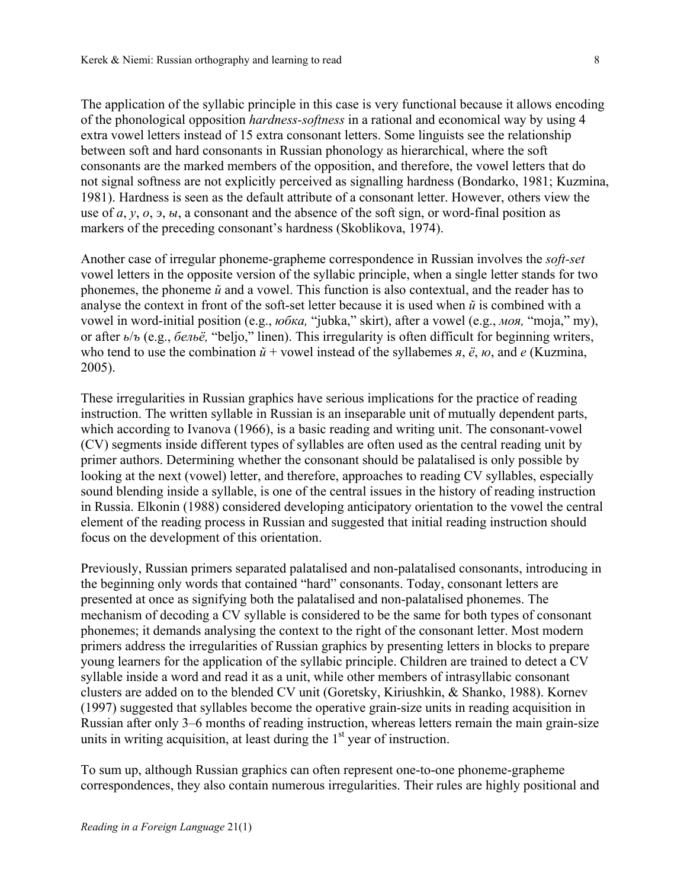The application of the syllabic principle in this case is very functional because it allows encoding of the phonological opposition *hardness-softness* in a rational and economical way by using 4 extra vowel letters instead of 15 extra consonant letters. Some linguists see the relationship between soft and hard consonants in Russian phonology as hierarchical, where the soft consonants are the marked members of the opposition, and therefore, the vowel letters that do not signal softness are not explicitly perceived as signalling hardness (Bondarko, 1981; Kuzmina, 1981). Hardness is seen as the default attribute of a consonant letter. However, others view the use of *а*, *у*, *о*, *э*, *ы*, a consonant and the absence of the soft sign, or word-final position as markers of the preceding consonant's hardness (Skoblikova, 1974).

Another case of irregular phoneme-grapheme correspondence in Russian involves the *soft-set* vowel letters in the opposite version of the syllabic principle, when a single letter stands for two phonemes, the phoneme *й* and a vowel. This function is also contextual, and the reader has to analyse the context in front of the soft-set letter because it is used when *й* is combined with a vowel in word-initial position (e.g., *юбка,* "jubka," skirt), after a vowel (e.g., *моя,* "moja," my), or after *ь*/*ъ* (e.g., *бельё,* "beljo," linen). This irregularity is often difficult for beginning writers, who tend to use the combination *й* + vowel instead of the syllabemes *я*, *ё*, *ю*, and *е* (Kuzmina, 2005).

These irregularities in Russian graphics have serious implications for the practice of reading instruction. The written syllable in Russian is an inseparable unit of mutually dependent parts, which according to Ivanova (1966), is a basic reading and writing unit. The consonant-vowel (CV) segments inside different types of syllables are often used as the central reading unit by primer authors. Determining whether the consonant should be palatalised is only possible by looking at the next (vowel) letter, and therefore, approaches to reading CV syllables, especially sound blending inside a syllable, is one of the central issues in the history of reading instruction in Russia. Elkonin (1988) considered developing anticipatory orientation to the vowel the central element of the reading process in Russian and suggested that initial reading instruction should focus on the development of this orientation.

Previously, Russian primers separated palatalised and non-palatalised consonants, introducing in the beginning only words that contained "hard" consonants. Today, consonant letters are presented at once as signifying both the palatalised and non-palatalised phonemes. The mechanism of decoding a CV syllable is considered to be the same for both types of consonant phonemes; it demands analysing the context to the right of the consonant letter. Most modern primers address the irregularities of Russian graphics by presenting letters in blocks to prepare young learners for the application of the syllabic principle. Children are trained to detect a CV syllable inside a word and read it as a unit, while other members of intrasyllabic consonant clusters are added on to the blended CV unit (Goretsky, Kiriushkin, & Shanko, 1988). Kornev (1997) suggested that syllables become the operative grain-size units in reading acquisition in Russian after only 3–6 months of reading instruction, whereas letters remain the main grain-size units in writing acquisition, at least during the 1st year of instruction.

To sum up, although Russian graphics can often represent one-to-one phoneme-grapheme correspondences, they also contain numerous irregularities. Their rules are highly positional and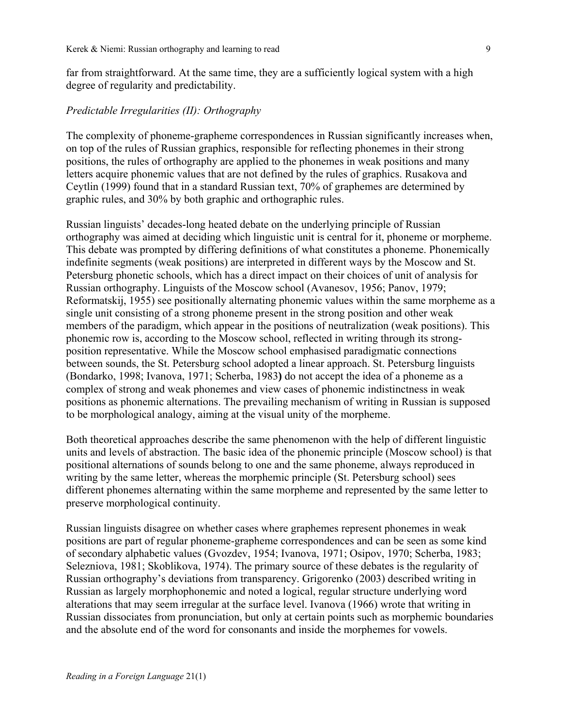far from straightforward. At the same time, they are a sufficiently logical system with a high degree of regularity and predictability.

### *Predictable Irregularities (II): Orthography*

The complexity of phoneme-grapheme correspondences in Russian significantly increases when, on top of the rules of Russian graphics, responsible for reflecting phonemes in their strong positions, the rules of orthography are applied to the phonemes in weak positions and many letters acquire phonemic values that are not defined by the rules of graphics. Rusakova and Ceytlin (1999) found that in a standard Russian text, 70% of graphemes are determined by graphic rules, and 30% by both graphic and orthographic rules.

Russian linguists' decades-long heated debate on the underlying principle of Russian orthography was aimed at deciding which linguistic unit is central for it, phoneme or morpheme. This debate was prompted by differing definitions of what constitutes a phoneme. Phonemically indefinite segments (weak positions) are interpreted in different ways by the Moscow and St. Petersburg phonetic schools, which has a direct impact on their choices of unit of analysis for Russian orthography. Linguists of the Moscow school (Avanesov, 1956; Panov, 1979; Reformatskij, 1955) see positionally alternating phonemic values within the same morpheme as a single unit consisting of a strong phoneme present in the strong position and other weak members of the paradigm, which appear in the positions of neutralization (weak positions). This phonemic row is, according to the Moscow school, reflected in writing through its strong-position representative. While the Moscow school emphasised paradigmatic connections between sounds, the St. Petersburg school adopted a linear approach. St. Petersburg linguists (Bondarko, 1998; Ivanova, 1971; Scherba, 1983**)** do not accept the idea of a phoneme as a complex of strong and weak phonemes and view cases of phonemic indistinctness in weak positions as phonemic alternations. The prevailing mechanism of writing in Russian is supposed to be morphological analogy, aiming at the visual unity of the morpheme.

Both theoretical approaches describe the same phenomenon with the help of different linguistic units and levels of abstraction. The basic idea of the phonemic principle (Moscow school) is that positional alternations of sounds belong to one and the same phoneme, always reproduced in writing by the same letter, whereas the morphemic principle (St. Petersburg school) sees different phonemes alternating within the same morpheme and represented by the same letter to preserve morphological continuity.

Russian linguists disagree on whether cases where graphemes represent phonemes in weak positions are part of regular phoneme-grapheme correspondences and can be seen as some kind of secondary alphabetic values (Gvozdev, 1954; Ivanova, 1971; Osipov, 1970; Scherba, 1983; Selezniova, 1981; Skoblikova, 1974). The primary source of these debates is the regularity of Russian orthography's deviations from transparency. Grigorenko (2003) described writing in Russian as largely morphophonemic and noted a logical, regular structure underlying word alterations that may seem irregular at the surface level. Ivanova (1966) wrote that writing in Russian dissociates from pronunciation, but only at certain points such as morphemic boundaries and the absolute end of the word for consonants and inside the morphemes for vowels.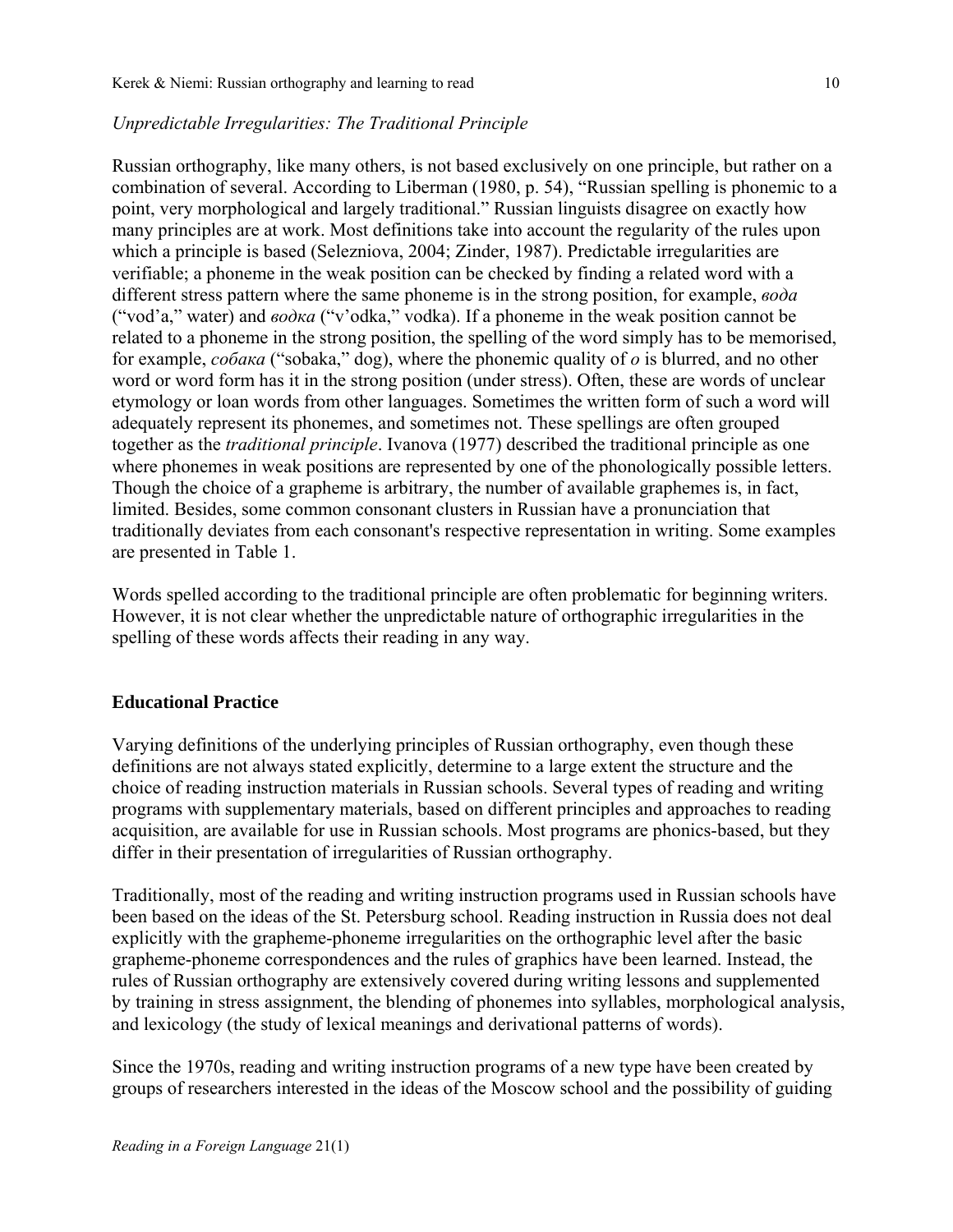*Unpredictable Irregularities: The Traditional Principle*

Russian orthography, like many others, is not based exclusively on one principle, but rather on a combination of several. According to Liberman (1980, p. 54), "Russian spelling is phonemic to a point, very morphological and largely traditional." Russian linguists disagree on exactly how many principles are at work. Most definitions take into account the regularity of the rules upon which a principle is based (Selezniova, 2004; Zinder, 1987). Predictable irregularities are verifiable; a phoneme in the weak position can be checked by finding a related word with a different stress pattern where the same phoneme is in the strong position, for example, *вода* ("vod'a," water) and *водка* ("v'odka," vodka). If a phoneme in the weak position cannot be related to a phoneme in the strong position, the spelling of the word simply has to be memorised, for example, *собака* ("sobaka," dog), where the phonemic quality of *o* is blurred, and no other word or word form has it in the strong position (under stress). Often, these are words of unclear etymology or loan words from other languages. Sometimes the written form of such a word will adequately represent its phonemes, and sometimes not. These spellings are often grouped together as the *traditional principle*. Ivanova (1977) described the traditional principle as one where phonemes in weak positions are represented by one of the phonologically possible letters. Though the choice of a grapheme is arbitrary, the number of available graphemes is, in fact, limited. Besides, some common consonant clusters in Russian have a pronunciation that traditionally deviates from each consonant's respective representation in writing. Some examples are presented in Table 1.

Words spelled according to the traditional principle are often problematic for beginning writers. However, it is not clear whether the unpredictable nature of orthographic irregularities in the spelling of these words affects their reading in any way.

## Educational Practice

Varying definitions of the underlying principles of Russian orthography, even though these definitions are not always stated explicitly, determine to a large extent the structure and the choice of reading instruction materials in Russian schools. Several types of reading and writing programs with supplementary materials, based on different principles and approaches to reading acquisition, are available for use in Russian schools. Most programs are phonics-based, but they differ in their presentation of irregularities of Russian orthography.

Traditionally, most of the reading and writing instruction programs used in Russian schools have been based on the ideas of the St. Petersburg school. Reading instruction in Russia does not deal explicitly with the grapheme-phoneme irregularities on the orthographic level after the basic grapheme-phoneme correspondences and the rules of graphics have been learned. Instead, the rules of Russian orthography are extensively covered during writing lessons and supplemented by training in stress assignment, the blending of phonemes into syllables, morphological analysis, and lexicology (the study of lexical meanings and derivational patterns of words).

Since the 1970s, reading and writing instruction programs of a new type have been created by groups of researchers interested in the ideas of the Moscow school and the possibility of guiding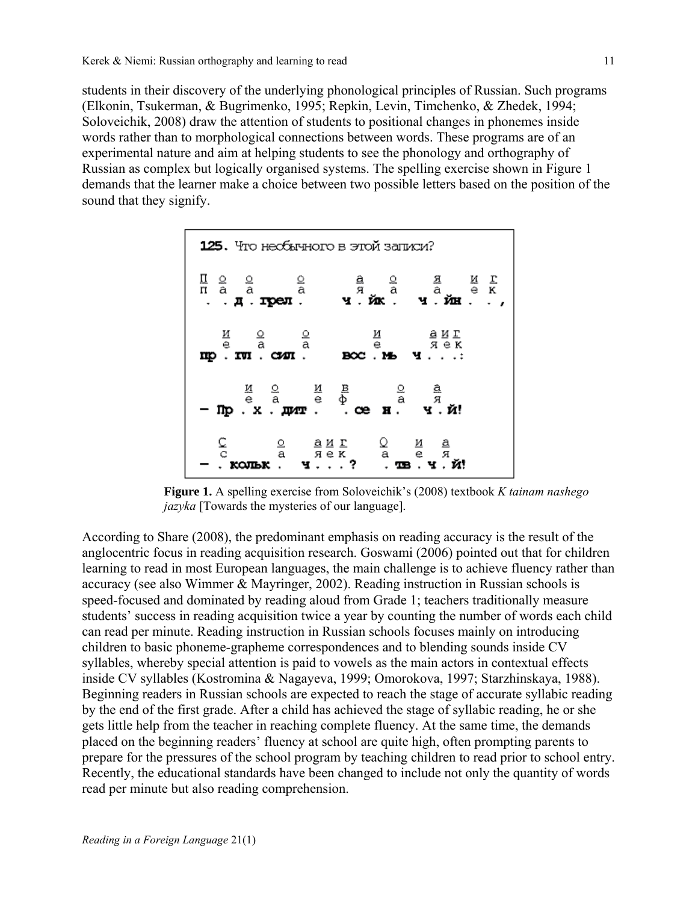students in their discovery of the underlying phonological principles of Russian. Such programs (Elkonin, Tsukerman, & Bugrimenko, 1995; Repkin, Levin, Timchenko, & Zhedek, 1994; Soloveichik, 2008) draw the attention of students to positional changes in phonemes inside words rather than to morphological connections between words. These programs are of an experimental nature and aim at helping students to see the phonology and orthography of Russian as complex but logically organised systems. The spelling exercise shown in Figure 1 demands that the learner make a choice between two possible letters based on the position of the sound that they signify.

**Figure 1.** A spelling exercise from Soloveichik's (2008) textbook *K tainam nashego jazyka* [Towards the mysteries of our language].

According to Share (2008), the predominant emphasis on reading accuracy is the result of the anglocentric focus in reading acquisition research. Goswami (2006) pointed out that for children learning to read in most European languages, the main challenge is to achieve fluency rather than accuracy (see also Wimmer & Mayringer, 2002). Reading instruction in Russian schools is speed-focused and dominated by reading aloud from Grade 1; teachers traditionally measure students' success in reading acquisition twice a year by counting the number of words each child can read per minute. Reading instruction in Russian schools focuses mainly on introducing children to basic phoneme-grapheme correspondences and to blending sounds inside CV syllables, whereby special attention is paid to vowels as the main actors in contextual effects inside CV syllables (Kostromina & Nagayeva, 1999; Omorokova, 1997; Starzhinskaya, 1988). Beginning readers in Russian schools are expected to reach the stage of accurate syllabic reading by the end of the first grade. After a child has achieved the stage of syllabic reading, he or she gets little help from the teacher in reaching complete fluency. At the same time, the demands placed on the beginning readers' fluency at school are quite high, often prompting parents to prepare for the pressures of the school program by teaching children to read prior to school entry. Recently, the educational standards have been changed to include not only the quantity of words read per minute but also reading comprehension.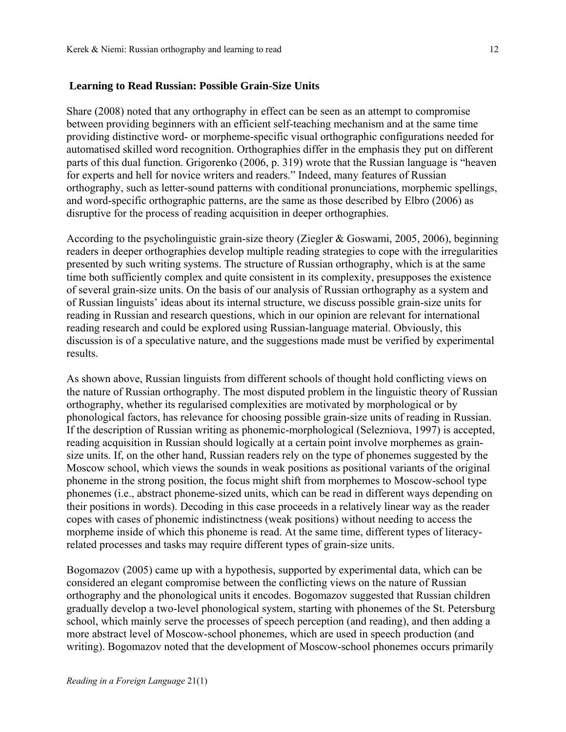## Learning to Read Russian: Possible Grain-Size Units

Share (2008) noted that any orthography in effect can be seen as an attempt to compromise between providing beginners with an efficient self-teaching mechanism and at the same time providing distinctive word- or morpheme-specific visual orthographic configurations needed for automatised skilled word recognition. Orthographies differ in the emphasis they put on different parts of this dual function. Grigorenko (2006, p. 319) wrote that the Russian language is "heaven for experts and hell for novice writers and readers." Indeed, many features of Russian orthography, such as letter-sound patterns with conditional pronunciations, morphemic spellings, and word-specific orthographic patterns, are the same as those described by Elbro (2006) as disruptive for the process of reading acquisition in deeper orthographies.

According to the psycholinguistic grain-size theory (Ziegler & Goswami, 2005, 2006), beginning readers in deeper orthographies develop multiple reading strategies to cope with the irregularities presented by such writing systems. The structure of Russian orthography, which is at the same time both sufficiently complex and quite consistent in its complexity, presupposes the existence of several grain-size units. On the basis of our analysis of Russian orthography as a system and of Russian linguists' ideas about its internal structure, we discuss possible grain-size units for reading in Russian and research questions, which in our opinion are relevant for international reading research and could be explored using Russian-language material. Obviously, this discussion is of a speculative nature, and the suggestions made must be verified by experimental results.

As shown above, Russian linguists from different schools of thought hold conflicting views on the nature of Russian orthography. The most disputed problem in the linguistic theory of Russian orthography, whether its regularised complexities are motivated by morphological or by phonological factors, has relevance for choosing possible grain-size units of reading in Russian. If the description of Russian writing as phonemic-morphological (Selezniova, 1997) is accepted, reading acquisition in Russian should logically at a certain point involve morphemes as grain-size units. If, on the other hand, Russian readers rely on the type of phonemes suggested by the Moscow school, which views the sounds in weak positions as positional variants of the original phoneme in the strong position, the focus might shift from morphemes to Moscow-school type phonemes (i.e., abstract phoneme-sized units, which can be read in different ways depending on their positions in words). Decoding in this case proceeds in a relatively linear way as the reader copes with cases of phonemic indistinctness (weak positions) without needing to access the morpheme inside of which this phoneme is read. At the same time, different types of literacy-related processes and tasks may require different types of grain-size units.

Bogomazov (2005) came up with a hypothesis, supported by experimental data, which can be considered an elegant compromise between the conflicting views on the nature of Russian orthography and the phonological units it encodes. Bogomazov suggested that Russian children gradually develop a two-level phonological system, starting with phonemes of the St. Petersburg school, which mainly serve the processes of speech perception (and reading), and then adding a more abstract level of Moscow-school phonemes, which are used in speech production (and writing). Bogomazov noted that the development of Moscow-school phonemes occurs primarily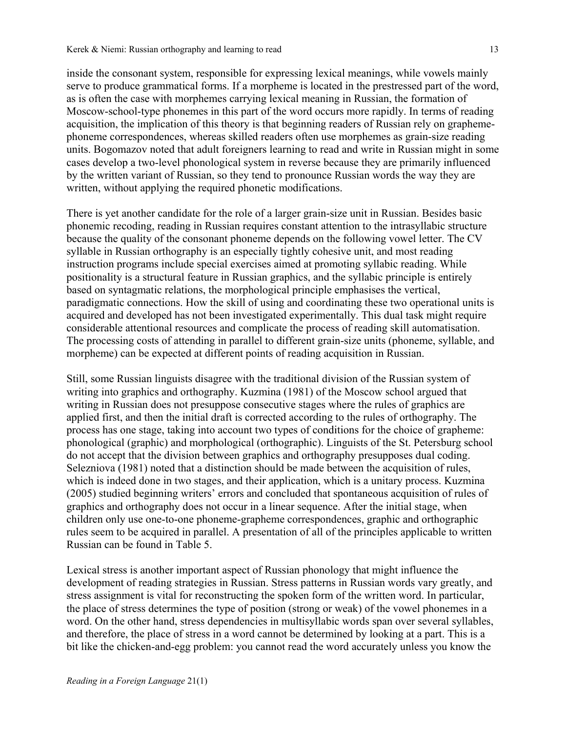inside the consonant system, responsible for expressing lexical meanings, while vowels mainly serve to produce grammatical forms. If a morpheme is located in the prestressed part of the word, as is often the case with morphemes carrying lexical meaning in Russian, the formation of Moscow-school-type phonemes in this part of the word occurs more rapidly. In terms of reading acquisition, the implication of this theory is that beginning readers of Russian rely on grapheme-phoneme correspondences, whereas skilled readers often use morphemes as grain-size reading units. Bogomazov noted that adult foreigners learning to read and write in Russian might in some cases develop a two-level phonological system in reverse because they are primarily influenced by the written variant of Russian, so they tend to pronounce Russian words the way they are written, without applying the required phonetic modifications.

There is yet another candidate for the role of a larger grain-size unit in Russian. Besides basic phonemic recoding, reading in Russian requires constant attention to the intrasyllabic structure because the quality of the consonant phoneme depends on the following vowel letter. The CV syllable in Russian orthography is an especially tightly cohesive unit, and most reading instruction programs include special exercises aimed at promoting syllabic reading. While positionality is a structural feature in Russian graphics, and the syllabic principle is entirely based on syntagmatic relations, the morphological principle emphasises the vertical, paradigmatic connections. How the skill of using and coordinating these two operational units is acquired and developed has not been investigated experimentally. This dual task might require considerable attentional resources and complicate the process of reading skill automatisation. The processing costs of attending in parallel to different grain-size units (phoneme, syllable, and morpheme) can be expected at different points of reading acquisition in Russian.

Still, some Russian linguists disagree with the traditional division of the Russian system of writing into graphics and orthography. Kuzmina (1981) of the Moscow school argued that writing in Russian does not presuppose consecutive stages where the rules of graphics are applied first, and then the initial draft is corrected according to the rules of orthography. The process has one stage, taking into account two types of conditions for the choice of grapheme: phonological (graphic) and morphological (orthographic). Linguists of the St. Petersburg school do not accept that the division between graphics and orthography presupposes dual coding. Selezniova (1981) noted that a distinction should be made between the acquisition of rules, which is indeed done in two stages, and their application, which is a unitary process. Kuzmina (2005) studied beginning writers' errors and concluded that spontaneous acquisition of rules of graphics and orthography does not occur in a linear sequence. After the initial stage, when children only use one-to-one phoneme-grapheme correspondences, graphic and orthographic rules seem to be acquired in parallel. A presentation of all of the principles applicable to written Russian can be found in Table 5.

Lexical stress is another important aspect of Russian phonology that might influence the development of reading strategies in Russian. Stress patterns in Russian words vary greatly, and stress assignment is vital for reconstructing the spoken form of the written word. In particular, the place of stress determines the type of position (strong or weak) of the vowel phonemes in a word. On the other hand, stress dependencies in multisyllabic words span over several syllables, and therefore, the place of stress in a word cannot be determined by looking at a part. This is a bit like the chicken-and-egg problem: you cannot read the word accurately unless you know the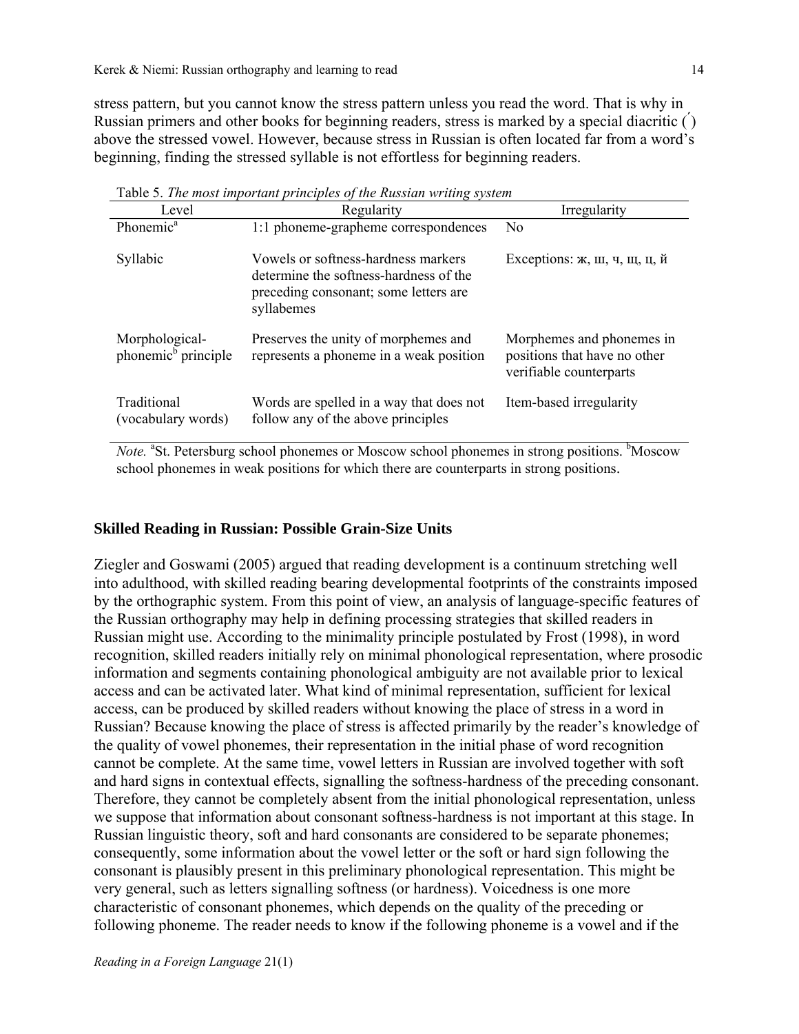stress pattern, but you cannot know the stress pattern unless you read the word. That is why in Russian primers and other books for beginning readers, stress is marked by a special diacritic (´) above the stressed vowel. However, because stress in Russian is often located far from a word's beginning, finding the stressed syllable is not effortless for beginning readers.

Table 5. *The most important principles of the Russian writing system*

| Level | Regularity | Irregularity |
|---|---|---|
| Phonemic[a] | 1:1 phoneme-grapheme correspondences | No |
| Syllabic | Vowels or softness-hardness markers determine the softness-hardness of the preceding consonant; some letters are syllabemes | Exceptions: ж, ш, ч, щ, ц, й |
| Morphological-phonemic[b] principle | Preserves the unity of morphemes and represents a phoneme in a weak position | Morphemes and phonemes in positions that have no other verifiable counterparts |
| Traditional (vocabulary words) | Words are spelled in a way that does not follow any of the above principles | Item-based irregularity |

*Note.* [a]St. Petersburg school phonemes or Moscow school phonemes in strong positions. [b]Moscow school phonemes in weak positions for which there are counterparts in strong positions.

## Skilled Reading in Russian: Possible Grain-Size Units

Ziegler and Goswami (2005) argued that reading development is a continuum stretching well into adulthood, with skilled reading bearing developmental footprints of the constraints imposed by the orthographic system. From this point of view, an analysis of language-specific features of the Russian orthography may help in defining processing strategies that skilled readers in Russian might use. According to the minimality principle postulated by Frost (1998), in word recognition, skilled readers initially rely on minimal phonological representation, where prosodic information and segments containing phonological ambiguity are not available prior to lexical access and can be activated later. What kind of minimal representation, sufficient for lexical access, can be produced by skilled readers without knowing the place of stress in a word in Russian? Because knowing the place of stress is affected primarily by the reader's knowledge of the quality of vowel phonemes, their representation in the initial phase of word recognition cannot be complete. At the same time, vowel letters in Russian are involved together with soft and hard signs in contextual effects, signalling the softness-hardness of the preceding consonant. Therefore, they cannot be completely absent from the initial phonological representation, unless we suppose that information about consonant softness-hardness is not important at this stage. In Russian linguistic theory, soft and hard consonants are considered to be separate phonemes; consequently, some information about the vowel letter or the soft or hard sign following the consonant is plausibly present in this preliminary phonological representation. This might be very general, such as letters signalling softness (or hardness). Voicedness is one more characteristic of consonant phonemes, which depends on the quality of the preceding or following phoneme. The reader needs to know if the following phoneme is a vowel and if the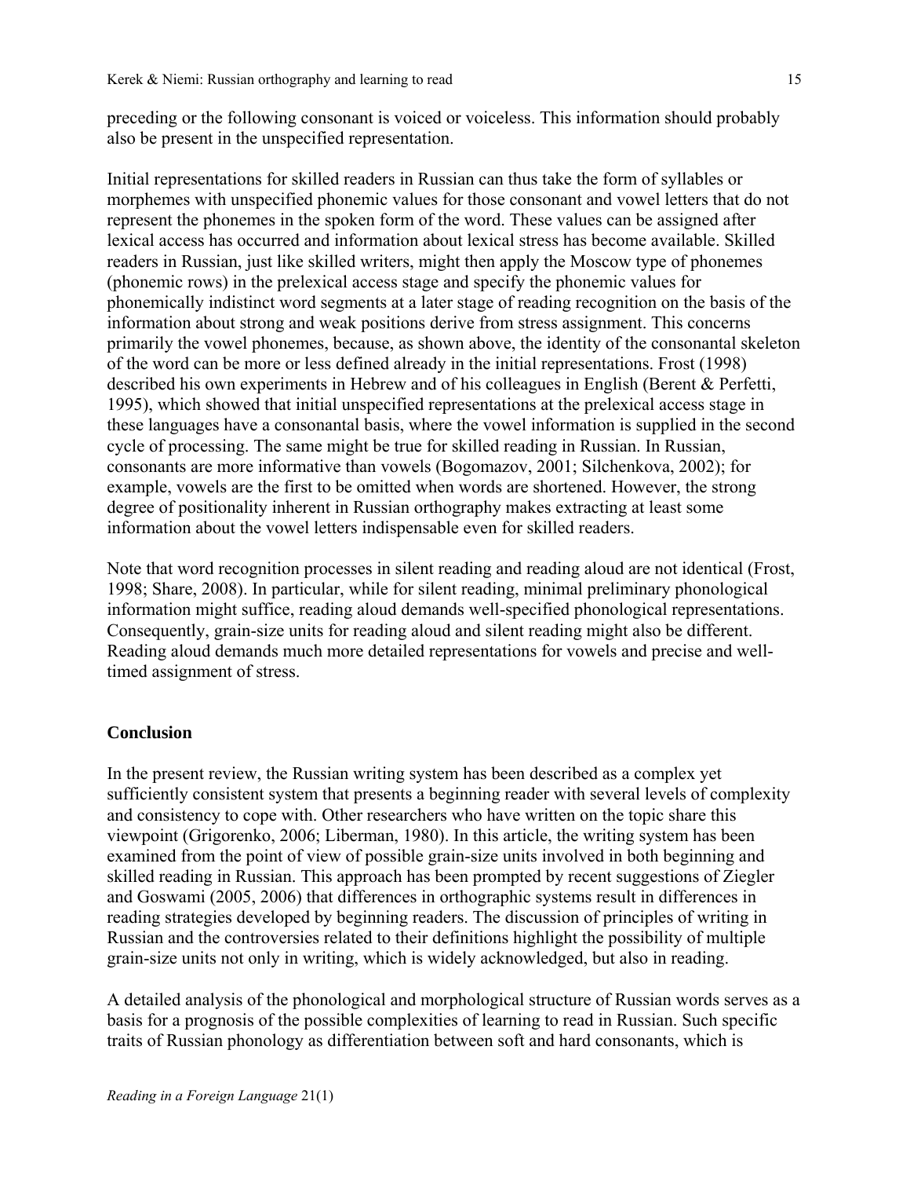preceding or the following consonant is voiced or voiceless. This information should probably also be present in the unspecified representation.

Initial representations for skilled readers in Russian can thus take the form of syllables or morphemes with unspecified phonemic values for those consonant and vowel letters that do not represent the phonemes in the spoken form of the word. These values can be assigned after lexical access has occurred and information about lexical stress has become available. Skilled readers in Russian, just like skilled writers, might then apply the Moscow type of phonemes (phonemic rows) in the prelexical access stage and specify the phonemic values for phonemically indistinct word segments at a later stage of reading recognition on the basis of the information about strong and weak positions derive from stress assignment. This concerns primarily the vowel phonemes, because, as shown above, the identity of the consonantal skeleton of the word can be more or less defined already in the initial representations. Frost (1998) described his own experiments in Hebrew and of his colleagues in English (Berent & Perfetti, 1995), which showed that initial unspecified representations at the prelexical access stage in these languages have a consonantal basis, where the vowel information is supplied in the second cycle of processing. The same might be true for skilled reading in Russian. In Russian, consonants are more informative than vowels (Bogomazov, 2001; Silchenkova, 2002); for example, vowels are the first to be omitted when words are shortened. However, the strong degree of positionality inherent in Russian orthography makes extracting at least some information about the vowel letters indispensable even for skilled readers.

Note that word recognition processes in silent reading and reading aloud are not identical (Frost, 1998; Share, 2008). In particular, while for silent reading, minimal preliminary phonological information might suffice, reading aloud demands well-specified phonological representations. Consequently, grain-size units for reading aloud and silent reading might also be different. Reading aloud demands much more detailed representations for vowels and precise and well-timed assignment of stress.

## Conclusion

In the present review, the Russian writing system has been described as a complex yet sufficiently consistent system that presents a beginning reader with several levels of complexity and consistency to cope with. Other researchers who have written on the topic share this viewpoint (Grigorenko, 2006; Liberman, 1980). In this article, the writing system has been examined from the point of view of possible grain-size units involved in both beginning and skilled reading in Russian. This approach has been prompted by recent suggestions of Ziegler and Goswami (2005, 2006) that differences in orthographic systems result in differences in reading strategies developed by beginning readers. The discussion of principles of writing in Russian and the controversies related to their definitions highlight the possibility of multiple grain-size units not only in writing, which is widely acknowledged, but also in reading.

A detailed analysis of the phonological and morphological structure of Russian words serves as a basis for a prognosis of the possible complexities of learning to read in Russian. Such specific traits of Russian phonology as differentiation between soft and hard consonants, which is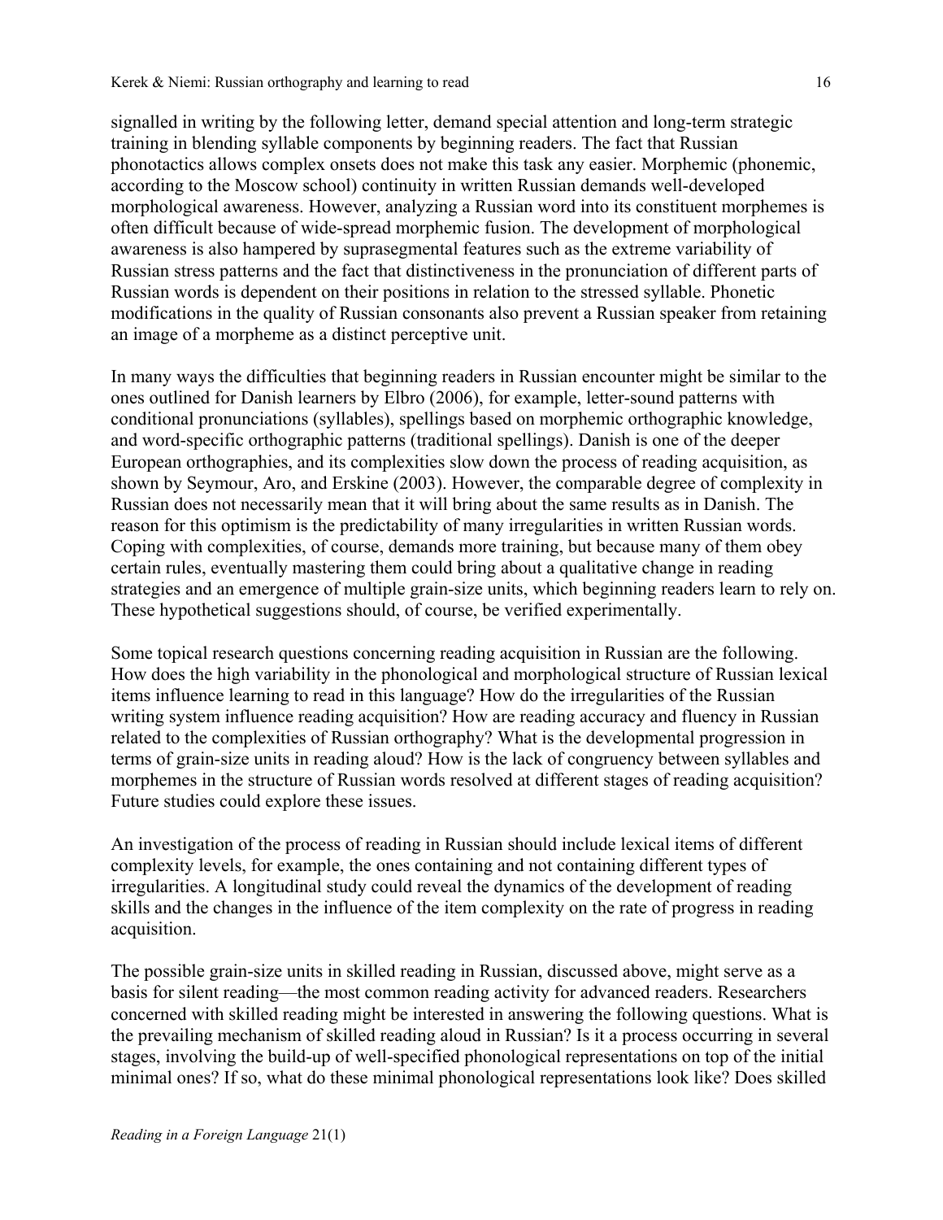signalled in writing by the following letter, demand special attention and long-term strategic training in blending syllable components by beginning readers. The fact that Russian phonotactics allows complex onsets does not make this task any easier. Morphemic (phonemic, according to the Moscow school) continuity in written Russian demands well-developed morphological awareness. However, analyzing a Russian word into its constituent morphemes is often difficult because of wide-spread morphemic fusion. The development of morphological awareness is also hampered by suprasegmental features such as the extreme variability of Russian stress patterns and the fact that distinctiveness in the pronunciation of different parts of Russian words is dependent on their positions in relation to the stressed syllable. Phonetic modifications in the quality of Russian consonants also prevent a Russian speaker from retaining an image of a morpheme as a distinct perceptive unit.

In many ways the difficulties that beginning readers in Russian encounter might be similar to the ones outlined for Danish learners by Elbro (2006), for example, letter-sound patterns with conditional pronunciations (syllables), spellings based on morphemic orthographic knowledge, and word-specific orthographic patterns (traditional spellings). Danish is one of the deeper European orthographies, and its complexities slow down the process of reading acquisition, as shown by Seymour, Aro, and Erskine (2003). However, the comparable degree of complexity in Russian does not necessarily mean that it will bring about the same results as in Danish. The reason for this optimism is the predictability of many irregularities in written Russian words. Coping with complexities, of course, demands more training, but because many of them obey certain rules, eventually mastering them could bring about a qualitative change in reading strategies and an emergence of multiple grain-size units, which beginning readers learn to rely on. These hypothetical suggestions should, of course, be verified experimentally.

Some topical research questions concerning reading acquisition in Russian are the following. How does the high variability in the phonological and morphological structure of Russian lexical items influence learning to read in this language? How do the irregularities of the Russian writing system influence reading acquisition? How are reading accuracy and fluency in Russian related to the complexities of Russian orthography? What is the developmental progression in terms of grain-size units in reading aloud? How is the lack of congruency between syllables and morphemes in the structure of Russian words resolved at different stages of reading acquisition? Future studies could explore these issues.

An investigation of the process of reading in Russian should include lexical items of different complexity levels, for example, the ones containing and not containing different types of irregularities. A longitudinal study could reveal the dynamics of the development of reading skills and the changes in the influence of the item complexity on the rate of progress in reading acquisition.

The possible grain-size units in skilled reading in Russian, discussed above, might serve as a basis for silent reading—the most common reading activity for advanced readers. Researchers concerned with skilled reading might be interested in answering the following questions. What is the prevailing mechanism of skilled reading aloud in Russian? Is it a process occurring in several stages, involving the build-up of well-specified phonological representations on top of the initial minimal ones? If so, what do these minimal phonological representations look like? Does skilled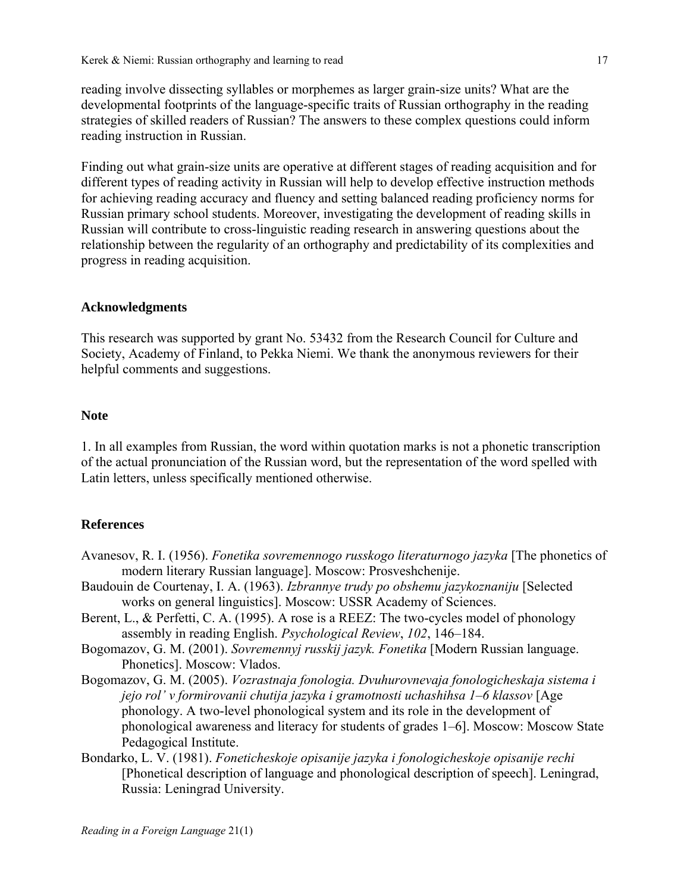reading involve dissecting syllables or morphemes as larger grain-size units? What are the developmental footprints of the language-specific traits of Russian orthography in the reading strategies of skilled readers of Russian? The answers to these complex questions could inform reading instruction in Russian.

Finding out what grain-size units are operative at different stages of reading acquisition and for different types of reading activity in Russian will help to develop effective instruction methods for achieving reading accuracy and fluency and setting balanced reading proficiency norms for Russian primary school students. Moreover, investigating the development of reading skills in Russian will contribute to cross-linguistic reading research in answering questions about the relationship between the regularity of an orthography and predictability of its complexities and progress in reading acquisition.

### Acknowledgments

This research was supported by grant No. 53432 from the Research Council for Culture and Society, Academy of Finland, to Pekka Niemi. We thank the anonymous reviewers for their helpful comments and suggestions.

### Note

1. In all examples from Russian, the word within quotation marks is not a phonetic transcription of the actual pronunciation of the Russian word, but the representation of the word spelled with Latin letters, unless specifically mentioned otherwise.

### References

Avanesov, R. I. (1956). *Fonetika sovremennogo russkogo literaturnogo jazyka* [The phonetics of modern literary Russian language]. Moscow: Prosveshchenije.

Baudouin de Courtenay, I. A. (1963). *Izbrannye trudy po obshemu jazykoznaniju* [Selected works on general linguistics]. Moscow: USSR Academy of Sciences.

Berent, L., & Perfetti, C. A. (1995). A rose is a REEZ: The two-cycles model of phonology assembly in reading English. *Psychological Review*, *102*, 146–184.

Bogomazov, G. M. (2001). *Sovremennyj russkij jazyk. Fonetika* [Modern Russian language. Phonetics]. Moscow: Vlados.

Bogomazov, G. M. (2005). *Vozrastnaja fonologia. Dvuhurovnevaja fonologicheskaja sistema i jejo rol' v formirovanii chutija jazyka i gramotnosti uchashihsa 1–6 klassov* [Age phonology. A two-level phonological system and its role in the development of phonological awareness and literacy for students of grades 1–6]. Moscow: Moscow State Pedagogical Institute.

Bondarko, L. V. (1981). *Foneticheskoje opisanije jazyka i fonologicheskoje opisanije rechi* [Phonetical description of language and phonological description of speech]. Leningrad, Russia: Leningrad University.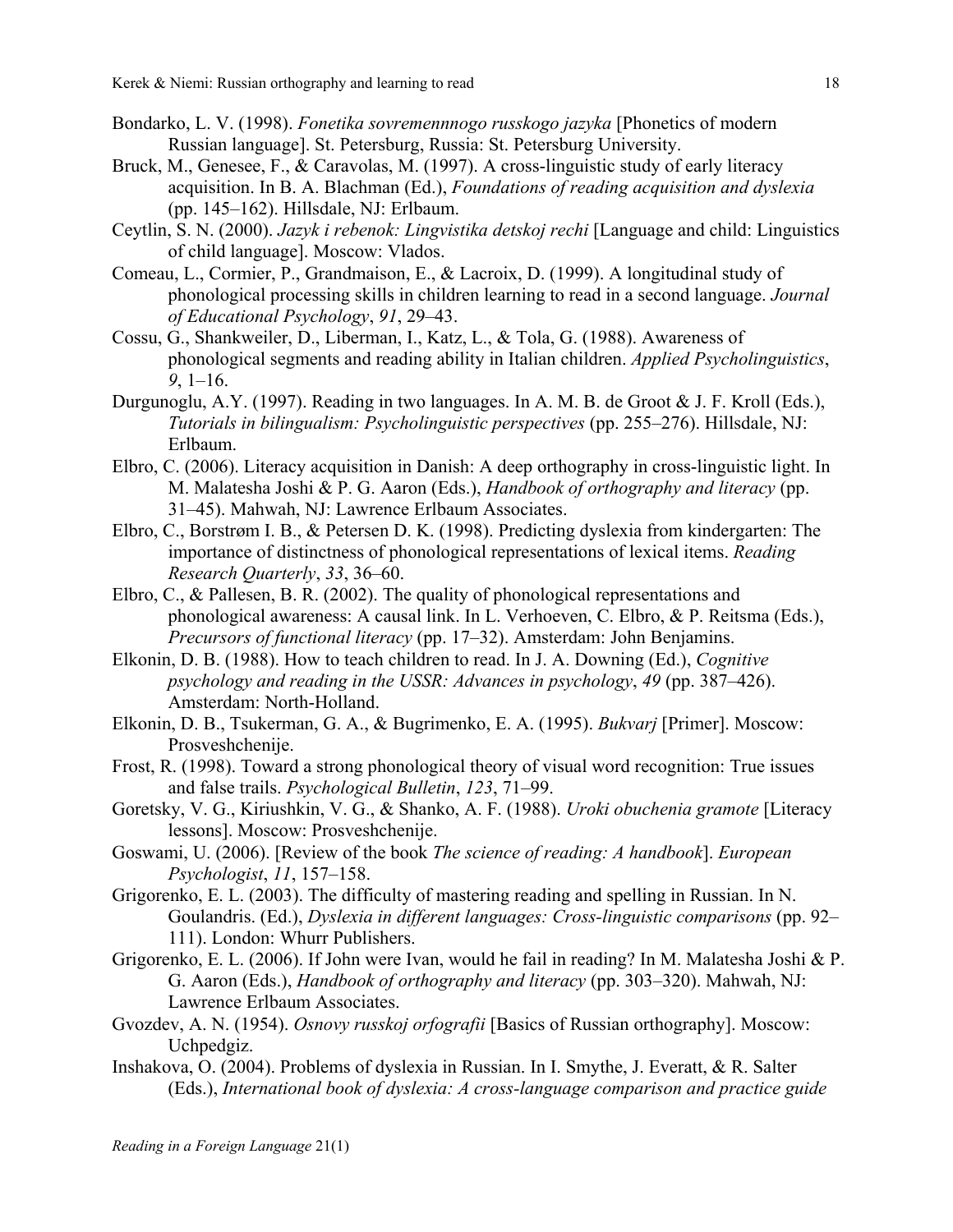Bondarko, L. V. (1998). *Fonetika sovremennnogo russkogo jazyka* [Phonetics of modern Russian language]. St. Petersburg, Russia: St. Petersburg University.

Bruck, M., Genesee, F., & Caravolas, M. (1997). A cross-linguistic study of early literacy acquisition. In B. A. Blachman (Ed.), *Foundations of reading acquisition and dyslexia* (pp. 145–162). Hillsdale, NJ: Erlbaum.

Ceytlin, S. N. (2000). *Jazyk i rebenok: Lingvistika detskoj rechi* [Language and child: Linguistics of child language]. Moscow: Vlados.

Comeau, L., Cormier, P., Grandmaison, E., & Lacroix, D. (1999). A longitudinal study of phonological processing skills in children learning to read in a second language. *Journal of Educational Psychology*, *91*, 29–43.

Cossu, G., Shankweiler, D., Liberman, I., Katz, L., & Tola, G. (1988). Awareness of phonological segments and reading ability in Italian children. *Applied Psycholinguistics*, *9*, 1–16.

Durgunoglu, A.Y. (1997). Reading in two languages. In A. M. B. de Groot & J. F. Kroll (Eds.), *Tutorials in bilingualism: Psycholinguistic perspectives* (pp. 255–276). Hillsdale, NJ: Erlbaum.

Elbro, C. (2006). Literacy acquisition in Danish: A deep orthography in cross-linguistic light. In M. Malatesha Joshi & P. G. Aaron (Eds.), *Handbook of orthography and literacy* (pp. 31–45). Mahwah, NJ: Lawrence Erlbaum Associates.

Elbro, C., Borstrøm I. B., & Petersen D. K. (1998). Predicting dyslexia from kindergarten: The importance of distinctness of phonological representations of lexical items. *Reading Research Quarterly*, *33*, 36–60.

Elbro, C., & Pallesen, B. R. (2002). The quality of phonological representations and phonological awareness: A causal link. In L. Verhoeven, C. Elbro, & P. Reitsma (Eds.), *Precursors of functional literacy* (pp. 17–32). Amsterdam: John Benjamins.

Elkonin, D. B. (1988). How to teach children to read. In J. A. Downing (Ed.), *Cognitive psychology and reading in the USSR: Advances in psychology*, *49* (pp. 387–426). Amsterdam: North-Holland.

Elkonin, D. B., Tsukerman, G. A., & Bugrimenko, E. A. (1995). *Bukvarj* [Primer]. Moscow: Prosveshchenije.

Frost, R. (1998). Toward a strong phonological theory of visual word recognition: True issues and false trails. *Psychological Bulletin*, *123*, 71–99.

Goretsky, V. G., Kiriushkin, V. G., & Shanko, A. F. (1988). *Uroki obuchenia gramote* [Literacy lessons]. Moscow: Prosveshchenije.

Goswami, U. (2006). [Review of the book *The science of reading: A handbook*]. *European Psychologist*, *11*, 157–158.

Grigorenko, E. L. (2003). The difficulty of mastering reading and spelling in Russian. In N. Goulandris. (Ed.), *Dyslexia in different languages: Cross-linguistic comparisons* (pp. 92–111). London: Whurr Publishers.

Grigorenko, E. L. (2006). If John were Ivan, would he fail in reading? In M. Malatesha Joshi & P. G. Aaron (Eds.), *Handbook of orthography and literacy* (pp. 303–320). Mahwah, NJ: Lawrence Erlbaum Associates.

Gvozdev, A. N. (1954). *Osnovy russkoj orfografii* [Basics of Russian orthography]. Moscow: Uchpedgiz.

Inshakova, O. (2004). Problems of dyslexia in Russian. In I. Smythe, J. Everatt, & R. Salter (Eds.), *International book of dyslexia: A cross-language comparison and practice guide*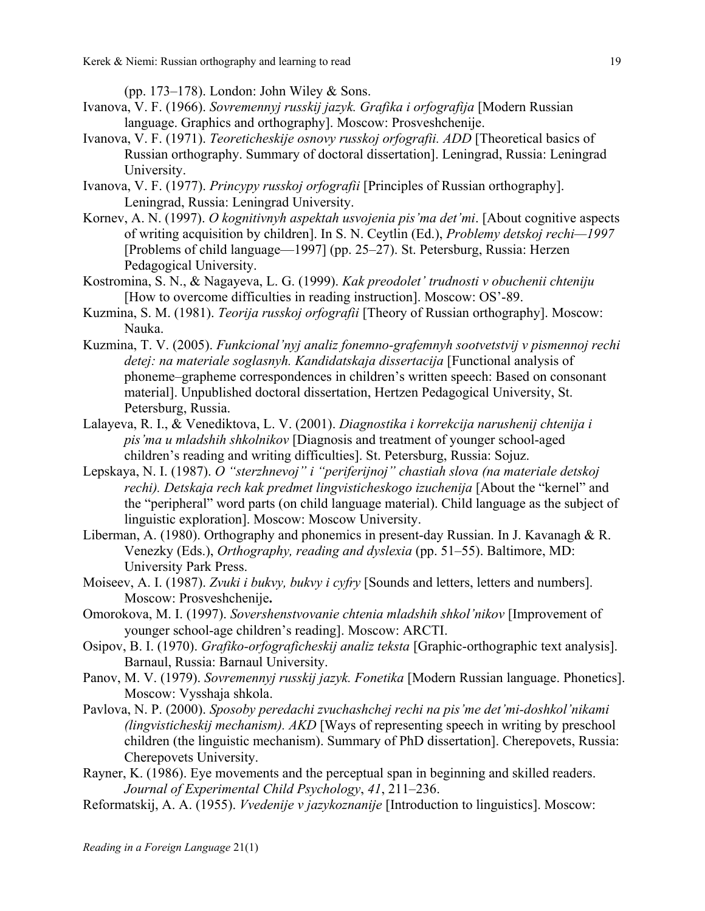(pp. 173–178). London: John Wiley & Sons.

Ivanova, V. F. (1966). *Sovremennyj russkij jazyk. Grafika i orfografija* [Modern Russian language. Graphics and orthography]. Moscow: Prosveshchenije.

Ivanova, V. F. (1971). *Teoreticheskije osnovy russkoj orfografii. ADD* [Theoretical basics of Russian orthography. Summary of doctoral dissertation]. Leningrad, Russia: Leningrad University.

Ivanova, V. F. (1977). *Princypy russkoj orfografii* [Principles of Russian orthography]. Leningrad, Russia: Leningrad University.

Kornev, A. N. (1997). *O kognitivnyh aspektah usvojenia pis'ma det'mi*. [About cognitive aspects of writing acquisition by children]. In S. N. Ceytlin (Ed.), *Problemy detskoj rechi—1997* [Problems of child language—1997] (pp. 25–27). St. Petersburg, Russia: Herzen Pedagogical University.

Kostromina, S. N., & Nagayeva, L. G. (1999). *Kak preodolet' trudnosti v obuchenii chteniju* [How to overcome difficulties in reading instruction]. Moscow: OS'-89.

Kuzmina, S. M. (1981). *Teorija russkoj orfografii* [Theory of Russian orthography]. Moscow: Nauka.

Kuzmina, T. V. (2005). *Funkcional'nyj analiz fonemno-grafemnyh sootvetstvij v pismennoj rechi detej: na materiale soglasnyh. Kandidatskaja dissertacija* [Functional analysis of phoneme–grapheme correspondences in children's written speech: Based on consonant material]. Unpublished doctoral dissertation, Hertzen Pedagogical University, St. Petersburg, Russia.

Lalayeva, R. I., & Venediktova, L. V. (2001). *Diagnostika i korrekcija narushenij chtenija i pis'ma u mladshih shkolnikov* [Diagnosis and treatment of younger school-aged children's reading and writing difficulties]. St. Petersburg, Russia: Sojuz.

Lepskaya, N. I. (1987). *O "sterzhnevoj" i "periferijnoj" chastiah slova (na materiale detskoj rechi). Detskaja rech kak predmet lingvisticheskogo izuchenija* [About the "kernel" and the "peripheral" word parts (on child language material). Child language as the subject of linguistic exploration]. Moscow: Moscow University.

Liberman, A. (1980). Orthography and phonemics in present-day Russian. In J. Kavanagh & R. Venezky (Eds.), *Orthography, reading and dyslexia* (pp. 51–55). Baltimore, MD: University Park Press.

Moiseev, A. I. (1987). *Zvuki i bukvy, bukvy i cyfry* [Sounds and letters, letters and numbers]. Moscow: Prosveshchenije**.**

Omorokova, M. I. (1997). *Sovershenstvovanie chtenia mladshih shkol'nikov* [Improvement of younger school-age children's reading]. Moscow: ARCTI.

Osipov, B. I. (1970). *Grafiko-orfograficheskij analiz teksta* [Graphic-orthographic text analysis]. Barnaul, Russia: Barnaul University.

Panov, M. V. (1979). *Sovremennyj russkij jazyk. Fonetika* [Modern Russian language. Phonetics]. Moscow: Vysshaja shkola.

Pavlova, N. P. (2000). *Sposoby peredachi zvuchashchej rechi na pis'me det'mi-doshkol'nikami (lingvisticheskij mechanism). AKD* [Ways of representing speech in writing by preschool children (the linguistic mechanism). Summary of PhD dissertation]. Cherepovets, Russia: Cherepovets University.

Rayner, K. (1986). Eye movements and the perceptual span in beginning and skilled readers. *Journal of Experimental Child Psychology*, *41*, 211–236.

Reformatskij, A. A. (1955). *Vvedenije v jazykoznanije* [Introduction to linguistics]. Moscow: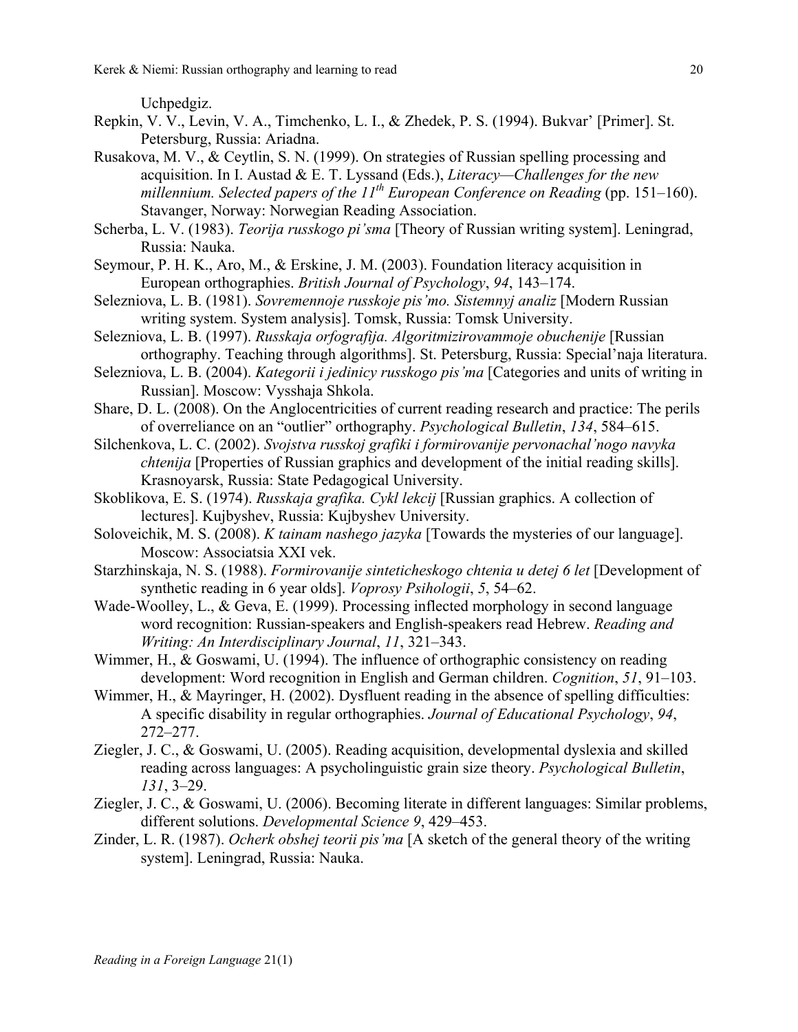Uchpedgiz.

Repkin, V. V., Levin, V. A., Timchenko, L. I., & Zhedek, P. S. (1994). Bukvar' [Primer]. St. Petersburg, Russia: Ariadna.

Rusakova, M. V., & Ceytlin, S. N. (1999). On strategies of Russian spelling processing and acquisition. In I. Austad & E. T. Lyssand (Eds.), *Literacy—Challenges for the new millennium. Selected papers of the 11th European Conference on Reading* (pp. 151–160). Stavanger, Norway: Norwegian Reading Association.

Scherba, L. V. (1983). *Teorija russkogo pi'sma* [Theory of Russian writing system]. Leningrad, Russia: Nauka.

Seymour, P. H. K., Aro, M., & Erskine, J. M. (2003). Foundation literacy acquisition in European orthographies. *British Journal of Psychology*, *94*, 143–174.

Selezniova, L. B. (1981). *Sovremennoje russkoje pis'mo. Sistemnyj analiz* [Modern Russian writing system. System analysis]. Tomsk, Russia: Tomsk University.

Selezniova, L. B. (1997). *Russkaja orfografija. Algoritmizirovammoje obuchenije* [Russian orthography. Teaching through algorithms]. St. Petersburg, Russia: Special'naja literatura.

Selezniova, L. B. (2004). *Kategorii i jedinicy russkogo pis'ma* [Categories and units of writing in Russian]. Moscow: Vysshaja Shkola.

Share, D. L. (2008). On the Anglocentricities of current reading research and practice: The perils of overreliance on an "outlier" orthography. *Psychological Bulletin*, *134*, 584–615.

Silchenkova, L. C. (2002). *Svojstva russkoj grafiki i formirovanije pervonachal'nogo navyka chtenija* [Properties of Russian graphics and development of the initial reading skills]. Krasnoyarsk, Russia: State Pedagogical University.

Skoblikova, E. S. (1974). *Russkaja grafika. Cykl lekcij* [Russian graphics. A collection of lectures]. Kujbyshev, Russia: Kujbyshev University.

Soloveichik, M. S. (2008). *K tainam nashego jazyka* [Towards the mysteries of our language]. Moscow: Associatsia XXI vek.

Starzhinskaja, N. S. (1988). *Formirovanije sinteticheskogo chtenia u detej 6 let* [Development of synthetic reading in 6 year olds]. *Voprosy Psihologii*, *5*, 54–62.

Wade-Woolley, L., & Geva, E. (1999). Processing inflected morphology in second language word recognition: Russian-speakers and English-speakers read Hebrew. *Reading and Writing: An Interdisciplinary Journal*, *11*, 321–343.

Wimmer, H., & Goswami, U. (1994). The influence of orthographic consistency on reading development: Word recognition in English and German children. *Cognition*, *51*, 91–103.

Wimmer, H., & Mayringer, H. (2002). Dysfluent reading in the absence of spelling difficulties: A specific disability in regular orthographies. *Journal of Educational Psychology*, *94*, 272–277.

Ziegler, J. C., & Goswami, U. (2005). Reading acquisition, developmental dyslexia and skilled reading across languages: A psycholinguistic grain size theory. *Psychological Bulletin*, *131*, 3–29.

Ziegler, J. C., & Goswami, U. (2006). Becoming literate in different languages: Similar problems, different solutions. *Developmental Science 9*, 429–453.

Zinder, L. R. (1987). *Ocherk obshej teorii pis'ma* [A sketch of the general theory of the writing system]. Leningrad, Russia: Nauka.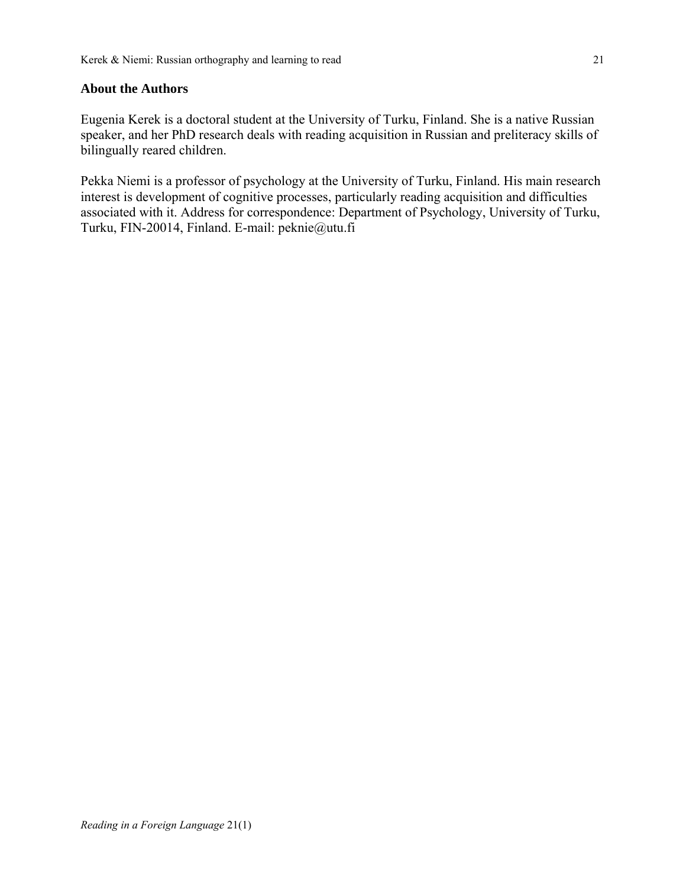## About the Authors

Eugenia Kerek is a doctoral student at the University of Turku, Finland. She is a native Russian speaker, and her PhD research deals with reading acquisition in Russian and preliteracy skills of bilingually reared children.

Pekka Niemi is a professor of psychology at the University of Turku, Finland. His main research interest is development of cognitive processes, particularly reading acquisition and difficulties associated with it. Address for correspondence: Department of Psychology, University of Turku, Turku, FIN-20014, Finland. E-mail: peknie@utu.fi